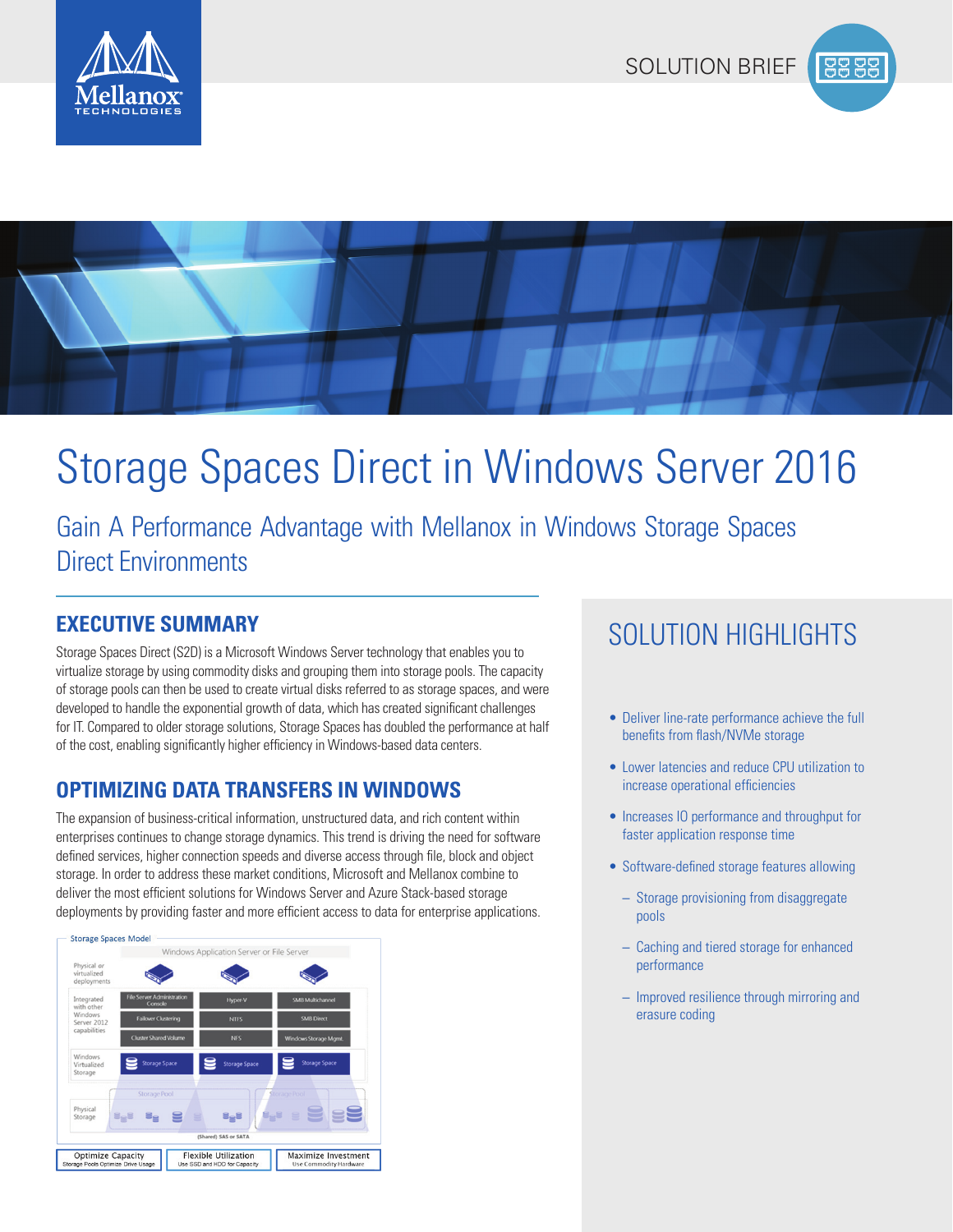SOLUTION BRIEF

# Storage Spaces Direct in Windows Server 2016

## Gain A Performance Advantage with Mellanox in Windows Storage Spaces Direct Environments

### EXECUTIVE SUMMARY

Storage Spaces Direct (S2D) is a Microsoft Windows Server technology that enables you to virtualize storage by using commodity disks and grouping them into storage pools. The capacity of storage pools can then be used to create virtual disks referred to as storage spaces, and were developed to handle the exponential growth of data, which has created significant challenges for IT. Compared to older storage solutions, Storage Spaces has doubled the performance at half of the cost, enabling significantly higher efficiency in Windows-based data centers.

### OPTIMIZING DATA TRANSFERS IN WINDOWS

The expansion of business-critical information, unstructured data, and rich content within enterprises continues to change storage dynamics. This trend is driving the need for software defined services, higher connection speeds and diverse access through file, block and object storage. In order to address these market conditions, Microsoft and Mellanox combine to deliver the most efficient solutions for Windows Server and Azure Stack-based storage deployments by providing faster and more efficient access to data for enterprise applications.

Storage Spaces Model

| | Windows Application Server or File Server | | |
|---|---|---|---|
| Physical or virtualized deployments | | | |
| Integrated with other Windows Server 2012 capabilities | File Server Administration Console | Hyper-V | SMB Multichannel |
| | Failover Clustering | NTFS | SMB Direct |
| | Cluster Shared Volume | NFS | Windows Storage Mgmt. |
| Windows Virtualized Storage | Storage Space | Storage Space | Storage Space |
| Physical Storage | Storage Pool | | Storage Pool |
| | (Shared) SAS or SATA | | |

| Optimize Capacity | Flexible Utilization | Maximize Investment |
|---|---|---|
| Storage Pools Optimize Drive Usage | Use SSD and HDD for Capacity | Use Commodity Hardware |

## SOLUTION HIGHLIGHTS

- Deliver line-rate performance achieve the full benefits from flash/NVMe storage
- Lower latencies and reduce CPU utilization to increase operational efficiencies
- Increases IO performance and throughput for faster application response time
- Software-defined storage features allowing
  - Storage provisioning from disaggregate pools
  - Caching and tiered storage for enhanced performance
  - Improved resilience through mirroring and erasure coding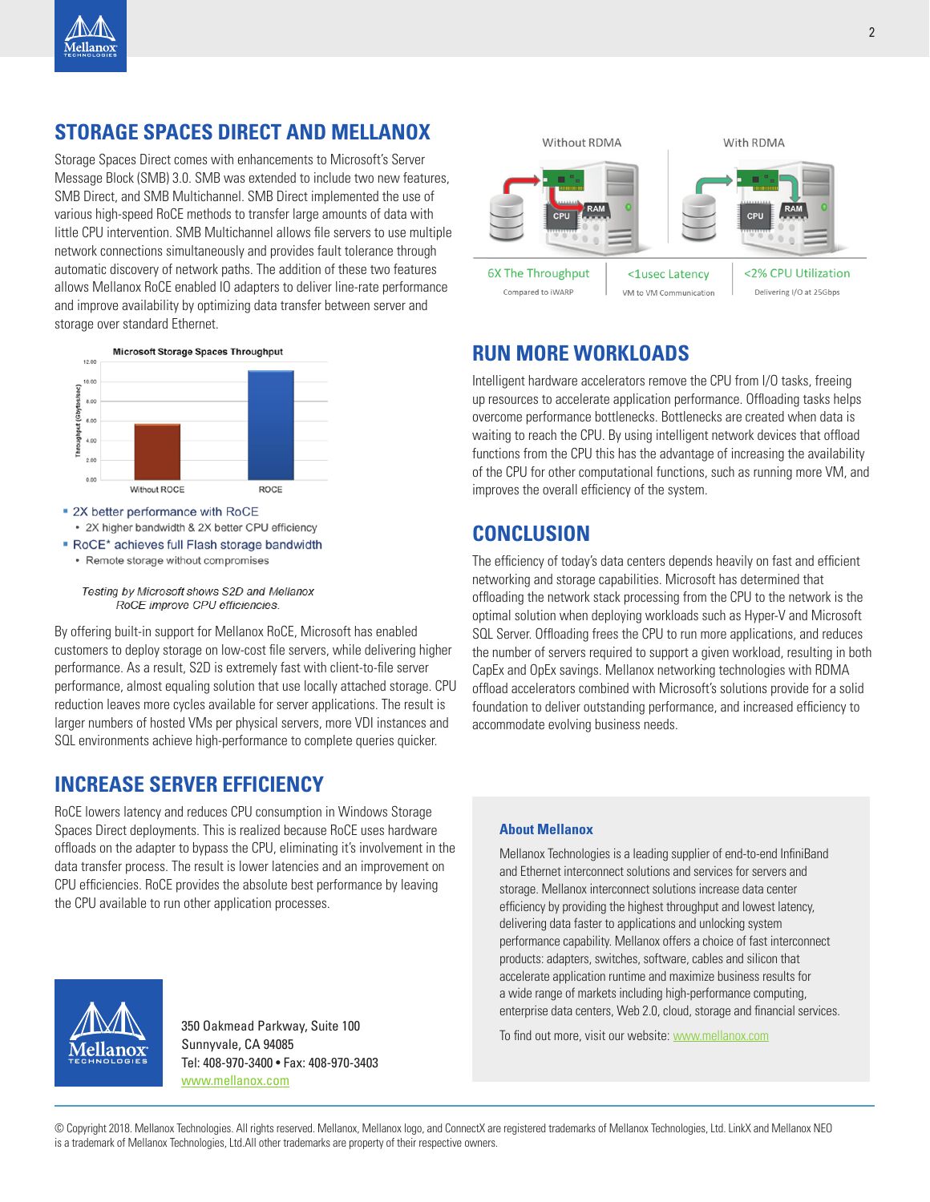## STORAGE SPACES DIRECT AND MELLANOX

Storage Spaces Direct comes with enhancements to Microsoft's Server Message Block (SMB) 3.0. SMB was extended to include two new features, SMB Direct, and SMB Multichannel. SMB Direct implemented the use of various high-speed RoCE methods to transfer large amounts of data with little CPU intervention. SMB Multichannel allows file servers to use multiple network connections simultaneously and provides fault tolerance through automatic discovery of network paths. The addition of these two features allows Mellanox RoCE enabled IO adapters to deliver line-rate performance and improve availability by optimizing data transfer between server and storage over standard Ethernet.

Microsoft Storage Spaces Throughput

Throughput (Gbytes/sec)

12.00
10.00
8.00
6.00
4.00
2.00
0.00

Without ROCE
ROCE

- 2X better performance with RoCE
  - 2X higher bandwidth & 2X better CPU efficiency
- RoCE* achieves full Flash storage bandwidth
  - Remote storage without compromises

*Testing by Microsoft shows S2D and Mellanox RoCE improve CPU efficiencies.*

By offering built-in support for Mellanox RoCE, Microsoft has enabled customers to deploy storage on low-cost file servers, while delivering higher performance. As a result, S2D is extremely fast with client-to-file server performance, almost equaling solution that use locally attached storage. CPU reduction leaves more cycles available for server applications. The result is larger numbers of hosted VMs per physical servers, more VDI instances and SQL environments achieve high-performance to complete queries quicker.

## INCREASE SERVER EFFICIENCY

RoCE lowers latency and reduces CPU consumption in Windows Storage Spaces Direct deployments. This is realized because RoCE uses hardware offloads on the adapter to bypass the CPU, eliminating it's involvement in the data transfer process. The result is lower latencies and an improvement on CPU efficiencies. RoCE provides the absolute best performance by leaving the CPU available to run other application processes.

Without RDMA

With RDMA

CPU
RAM

6X The Throughput
Compared to iWARP

<1usec Latency
VM to VM Communication

<2% CPU Utilization
Delivering I/O at 25Gbps

## RUN MORE WORKLOADS

Intelligent hardware accelerators remove the CPU from I/O tasks, freeing up resources to accelerate application performance. Offloading tasks helps overcome performance bottlenecks. Bottlenecks are created when data is waiting to reach the CPU. By using intelligent network devices that offload functions from the CPU this has the advantage of increasing the availability of the CPU for other computational functions, such as running more VM, and improves the overall efficiency of the system.

## CONCLUSION

The efficiency of today's data centers depends heavily on fast and efficient networking and storage capabilities. Microsoft has determined that offloading the network stack processing from the CPU to the network is the optimal solution when deploying workloads such as Hyper-V and Microsoft SQL Server. Offloading frees the CPU to run more applications, and reduces the number of servers required to support a given workload, resulting in both CapEx and OpEx savings. Mellanox networking technologies with RDMA offload accelerators combined with Microsoft's solutions provide for a solid foundation to deliver outstanding performance, and increased efficiency to accommodate evolving business needs.

### About Mellanox

Mellanox Technologies is a leading supplier of end-to-end InfiniBand and Ethernet interconnect solutions and services for servers and storage. Mellanox interconnect solutions increase data center efficiency by providing the highest throughput and lowest latency, delivering data faster to applications and unlocking system performance capability. Mellanox offers a choice of fast interconnect products: adapters, switches, software, cables and silicon that accelerate application runtime and maximize business results for a wide range of markets including high-performance computing, enterprise data centers, Web 2.0, cloud, storage and financial services.

To find out more, visit our website: www.mellanox.com

350 Oakmead Parkway, Suite 100
Sunnyvale, CA 94085
Tel: 408-970-3400 • Fax: 408-970-3403
www.mellanox.com

© Copyright 2018. Mellanox Technologies. All rights reserved. Mellanox, Mellanox logo, and ConnectX are registered trademarks of Mellanox Technologies, Ltd. LinkX and Mellanox NEO is a trademark of Mellanox Technologies, Ltd.All other trademarks are property of their respective owners.